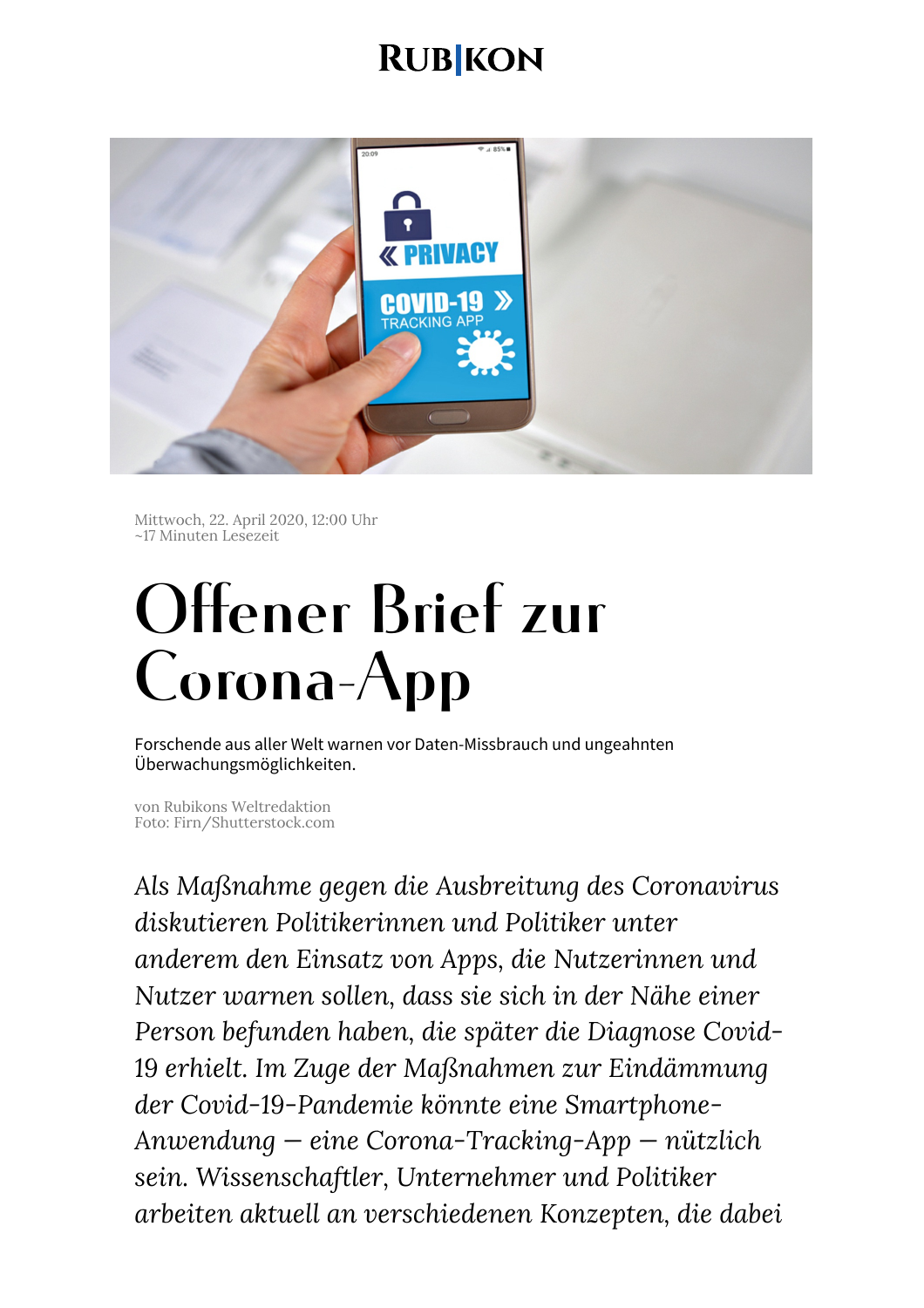Mittwoch, 22. April 2020, 12:00 Uhr
~17 Minuten Lesezeit

# Offener Brief zur Corona-App

Forschende aus aller Welt warnen vor Daten-Missbrauch und ungeahnten Überwachungsmöglichkeiten.

von Rubikons Weltredaktion
Foto: Firn/Shutterstock.com

*Als Maßnahme gegen die Ausbreitung des Coronavirus diskutieren Politikerinnen und Politiker unter anderem den Einsatz von Apps, die Nutzerinnen und Nutzer warnen sollen, dass sie sich in der Nähe einer Person befunden haben, die später die Diagnose Covid-19 erhielt. Im Zuge der Maßnahmen zur Eindämmung der Covid-19-Pandemie könnte eine Smartphone-Anwendung — eine Corona-Tracking-App — nützlich sein. Wissenschaftler, Unternehmer und Politiker arbeiten aktuell an verschiedenen Konzepten, die dabei*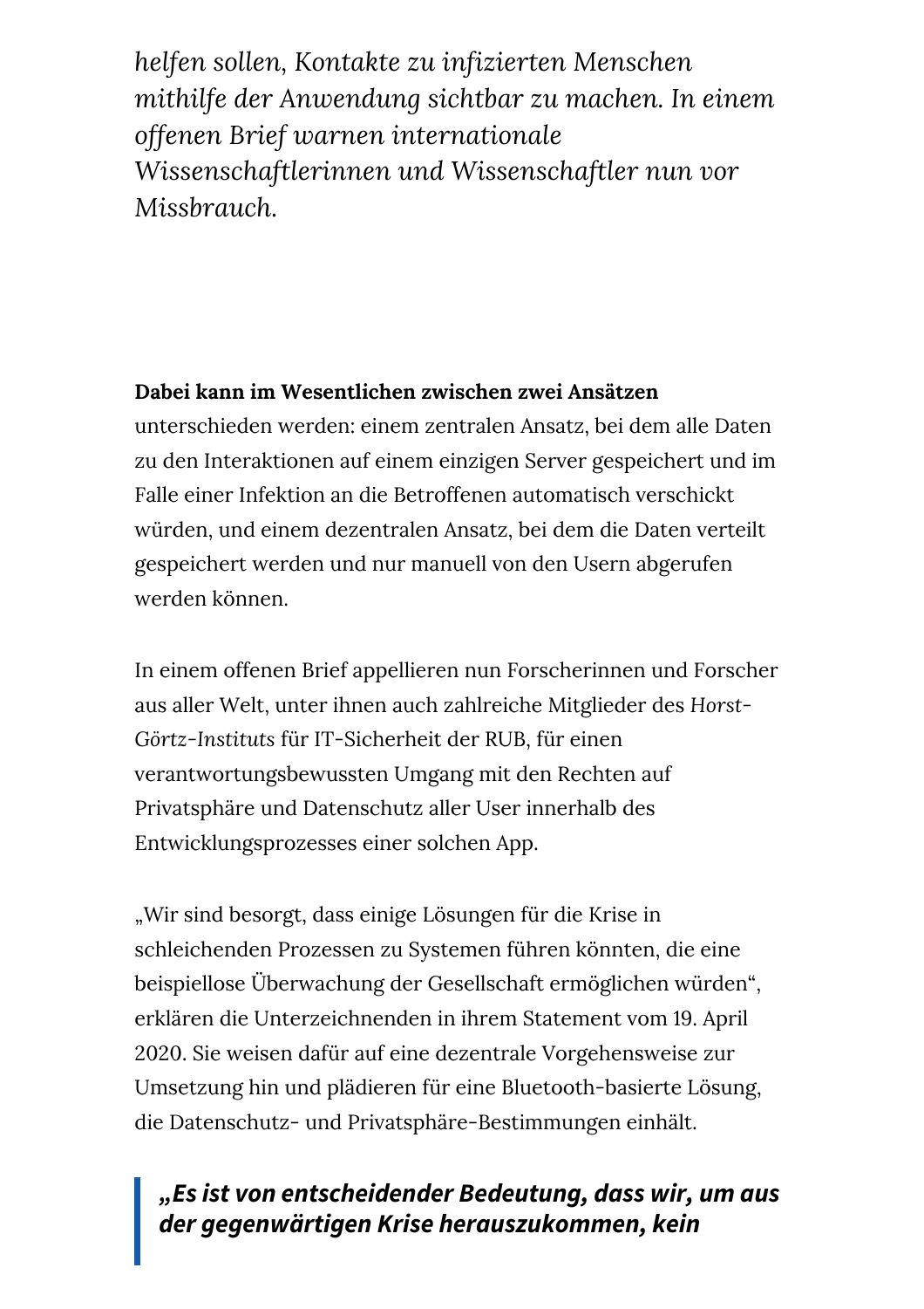*helfen sollen, Kontakte zu infizierten Menschen mithilfe der Anwendung sichtbar zu machen. In einem offenen Brief warnen internationale Wissenschaftlerinnen und Wissenschaftler nun vor Missbrauch.*

**Dabei kann im Wesentlichen zwischen zwei Ansätzen** unterschieden werden: einem zentralen Ansatz, bei dem alle Daten zu den Interaktionen auf einem einzigen Server gespeichert und im Falle einer Infektion an die Betroffenen automatisch verschickt würden, und einem dezentralen Ansatz, bei dem die Daten verteilt gespeichert werden und nur manuell von den Usern abgerufen werden können.

In einem offenen Brief appellieren nun Forscherinnen und Forscher aus aller Welt, unter ihnen auch zahlreiche Mitglieder des *Horst-Görtz-Instituts* für IT-Sicherheit der RUB, für einen verantwortungsbewussten Umgang mit den Rechten auf Privatsphäre und Datenschutz aller User innerhalb des Entwicklungsprozesses einer solchen App.

„Wir sind besorgt, dass einige Lösungen für die Krise in schleichenden Prozessen zu Systemen führen könnten, die eine beispiellose Überwachung der Gesellschaft ermöglichen würden“, erklären die Unterzeichnenden in ihrem Statement vom 19. April 2020. Sie weisen dafür auf eine dezentrale Vorgehensweise zur Umsetzung hin und plädieren für eine Bluetooth-basierte Lösung, die Datenschutz- und Privatsphäre-Bestimmungen einhält.

> ***„Es ist von entscheidender Bedeutung, dass wir, um aus der gegenwärtigen Krise herauszukommen, kein***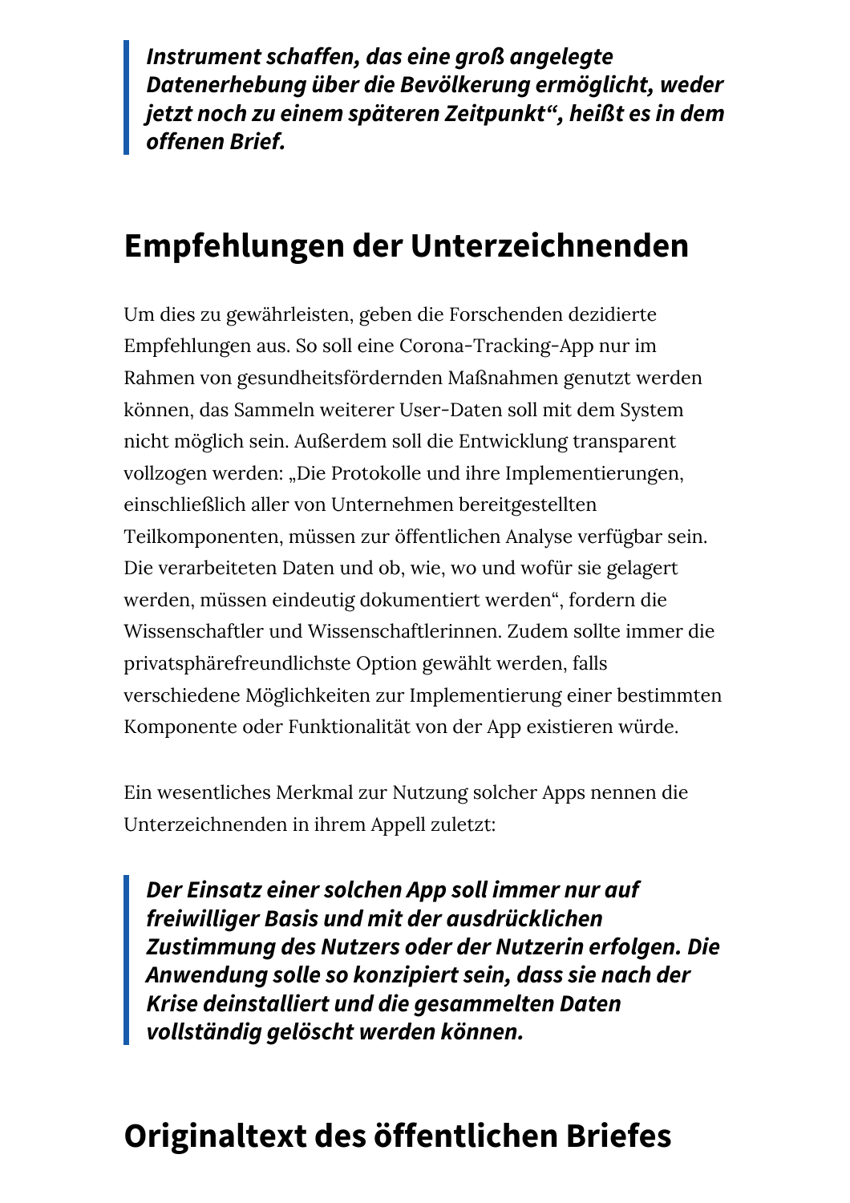> ***Instrument schaffen, das eine groß angelegte Datenerhebung über die Bevölkerung ermöglicht, weder jetzt noch zu einem späteren Zeitpunkt", heißt es in dem offenen Brief.***

## Empfehlungen der Unterzeichnenden

Um dies zu gewährleisten, geben die Forschenden dezidierte Empfehlungen aus. So soll eine Corona-Tracking-App nur im Rahmen von gesundheitsfördernden Maßnahmen genutzt werden können, das Sammeln weiterer User-Daten soll mit dem System nicht möglich sein. Außerdem soll die Entwicklung transparent vollzogen werden: „Die Protokolle und ihre Implementierungen, einschließlich aller von Unternehmen bereitgestellten Teilkomponenten, müssen zur öffentlichen Analyse verfügbar sein. Die verarbeiteten Daten und ob, wie, wo und wofür sie gelagert werden, müssen eindeutig dokumentiert werden", fordern die Wissenschaftler und Wissenschaftlerinnen. Zudem sollte immer die privatsphärefreundlichste Option gewählt werden, falls verschiedene Möglichkeiten zur Implementierung einer bestimmten Komponente oder Funktionalität von der App existieren würde.

Ein wesentliches Merkmal zur Nutzung solcher Apps nennen die Unterzeichnenden in ihrem Appell zuletzt:

> ***Der Einsatz einer solchen App soll immer nur auf freiwilliger Basis und mit der ausdrücklichen Zustimmung des Nutzers oder der Nutzerin erfolgen. Die Anwendung solle so konzipiert sein, dass sie nach der Krise deinstalliert und die gesammelten Daten vollständig gelöscht werden können.***

## Originaltext des öffentlichen Briefes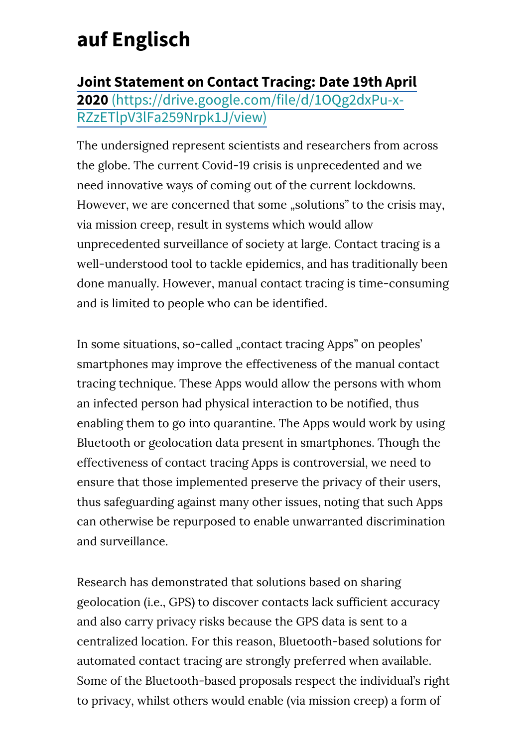# auf Englisch

**Joint Statement on Contact Tracing: Date 19th April 2020** (https://drive.google.com/file/d/1OQg2dxPu-x-RZzETlpV3lFa259Nrpk1J/view)

The undersigned represent scientists and researchers from across the globe. The current Covid-19 crisis is unprecedented and we need innovative ways of coming out of the current lockdowns. However, we are concerned that some „solutions" to the crisis may, via mission creep, result in systems which would allow unprecedented surveillance of society at large. Contact tracing is a well-understood tool to tackle epidemics, and has traditionally been done manually. However, manual contact tracing is time-consuming and is limited to people who can be identified.

In some situations, so-called „contact tracing Apps" on peoples' smartphones may improve the effectiveness of the manual contact tracing technique. These Apps would allow the persons with whom an infected person had physical interaction to be notified, thus enabling them to go into quarantine. The Apps would work by using Bluetooth or geolocation data present in smartphones. Though the effectiveness of contact tracing Apps is controversial, we need to ensure that those implemented preserve the privacy of their users, thus safeguarding against many other issues, noting that such Apps can otherwise be repurposed to enable unwarranted discrimination and surveillance.

Research has demonstrated that solutions based on sharing geolocation (i.e., GPS) to discover contacts lack sufficient accuracy and also carry privacy risks because the GPS data is sent to a centralized location. For this reason, Bluetooth-based solutions for automated contact tracing are strongly preferred when available. Some of the Bluetooth-based proposals respect the individual's right to privacy, whilst others would enable (via mission creep) a form of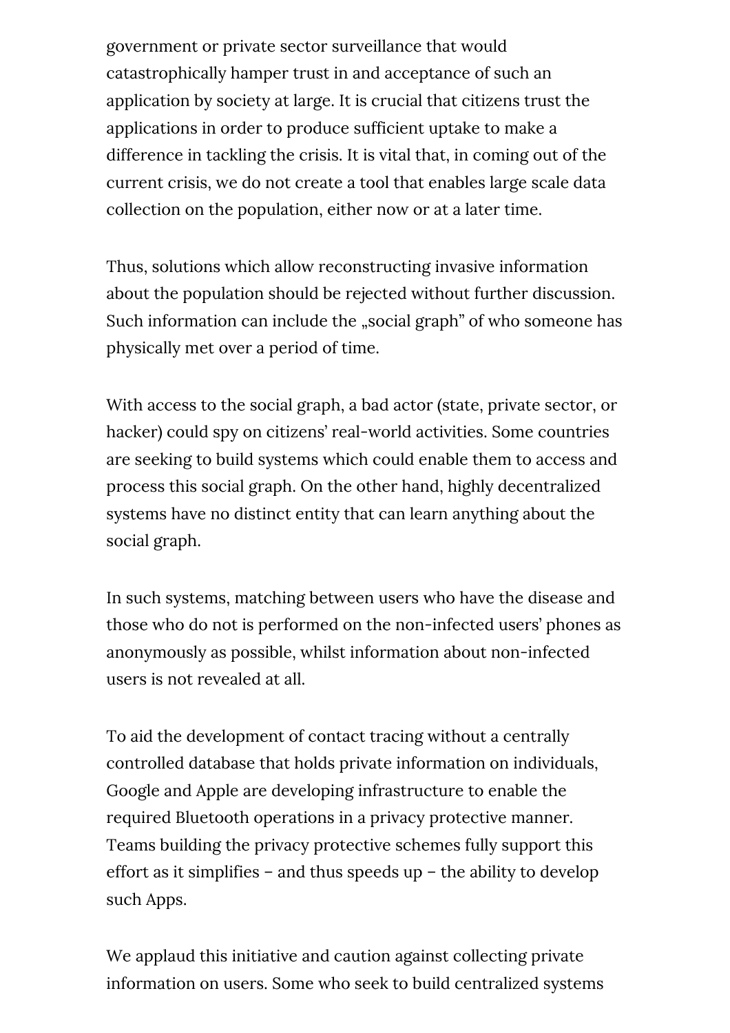government or private sector surveillance that would catastrophically hamper trust in and acceptance of such an application by society at large. It is crucial that citizens trust the applications in order to produce sufficient uptake to make a difference in tackling the crisis. It is vital that, in coming out of the current crisis, we do not create a tool that enables large scale data collection on the population, either now or at a later time.

Thus, solutions which allow reconstructing invasive information about the population should be rejected without further discussion. Such information can include the „social graph" of who someone has physically met over a period of time.

With access to the social graph, a bad actor (state, private sector, or hacker) could spy on citizens' real-world activities. Some countries are seeking to build systems which could enable them to access and process this social graph. On the other hand, highly decentralized systems have no distinct entity that can learn anything about the social graph.

In such systems, matching between users who have the disease and those who do not is performed on the non-infected users' phones as anonymously as possible, whilst information about non-infected users is not revealed at all.

To aid the development of contact tracing without a centrally controlled database that holds private information on individuals, Google and Apple are developing infrastructure to enable the required Bluetooth operations in a privacy protective manner. Teams building the privacy protective schemes fully support this effort as it simplifies – and thus speeds up – the ability to develop such Apps.

We applaud this initiative and caution against collecting private information on users. Some who seek to build centralized systems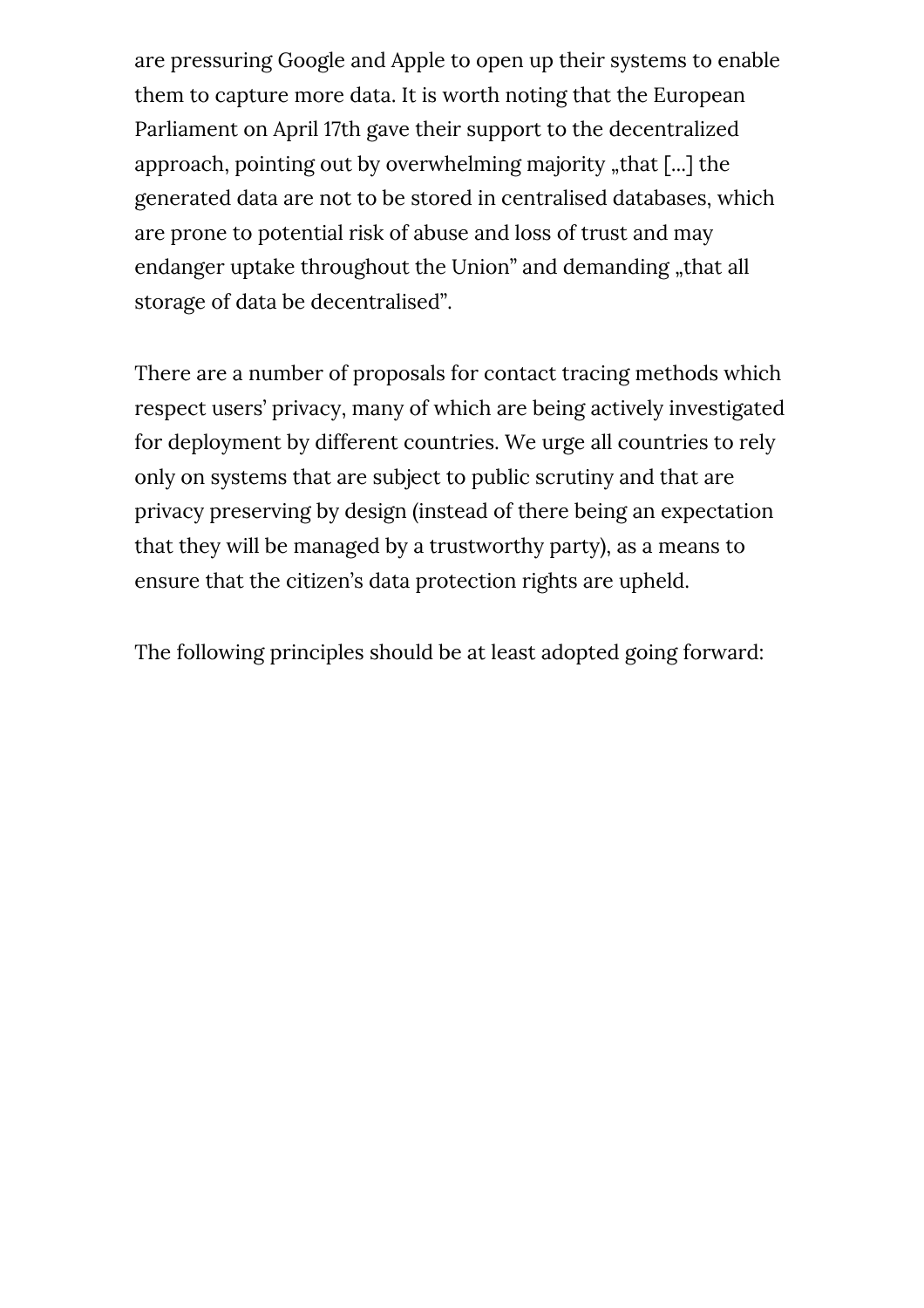are pressuring Google and Apple to open up their systems to enable them to capture more data. It is worth noting that the European Parliament on April 17th gave their support to the decentralized approach, pointing out by overwhelming majority „that [...] the generated data are not to be stored in centralised databases, which are prone to potential risk of abuse and loss of trust and may endanger uptake throughout the Union" and demanding „that all storage of data be decentralised".

There are a number of proposals for contact tracing methods which respect users' privacy, many of which are being actively investigated for deployment by different countries. We urge all countries to rely only on systems that are subject to public scrutiny and that are privacy preserving by design (instead of there being an expectation that they will be managed by a trustworthy party), as a means to ensure that the citizen's data protection rights are upheld.

The following principles should be at least adopted going forward: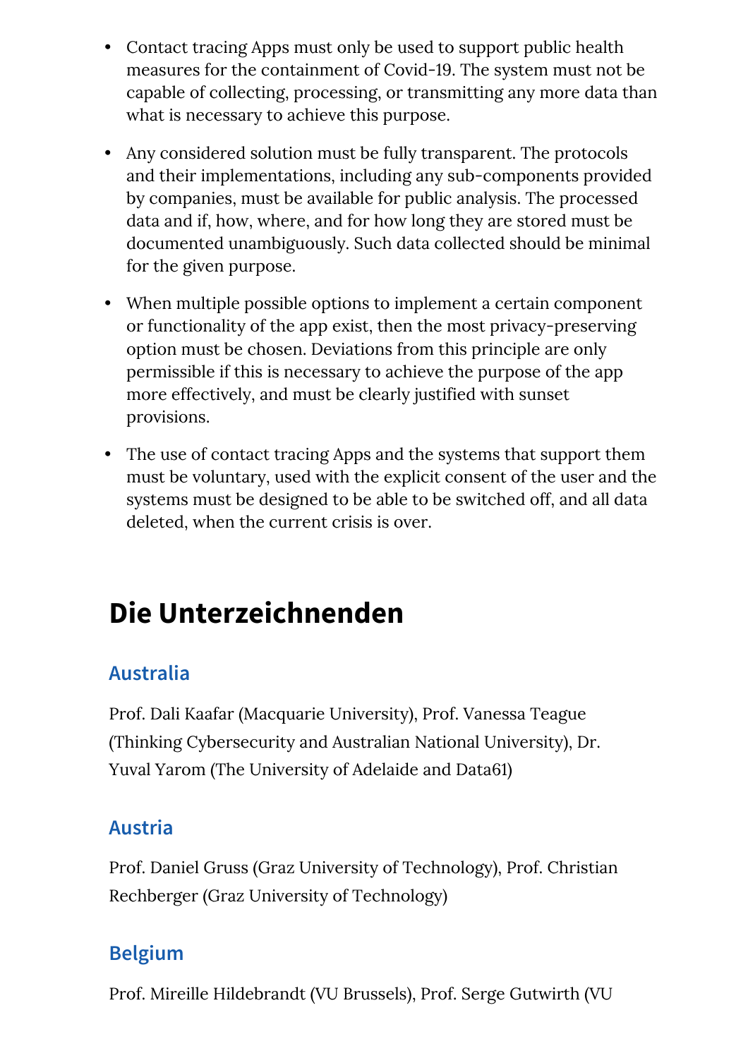- Contact tracing Apps must only be used to support public health measures for the containment of Covid-19. The system must not be capable of collecting, processing, or transmitting any more data than what is necessary to achieve this purpose.
- Any considered solution must be fully transparent. The protocols and their implementations, including any sub-components provided by companies, must be available for public analysis. The processed data and if, how, where, and for how long they are stored must be documented unambiguously. Such data collected should be minimal for the given purpose.
- When multiple possible options to implement a certain component or functionality of the app exist, then the most privacy-preserving option must be chosen. Deviations from this principle are only permissible if this is necessary to achieve the purpose of the app more effectively, and must be clearly justified with sunset provisions.
- The use of contact tracing Apps and the systems that support them must be voluntary, used with the explicit consent of the user and the systems must be designed to be able to be switched off, and all data deleted, when the current crisis is over.

## Die Unterzeichnenden

### Australia

Prof. Dali Kaafar (Macquarie University), Prof. Vanessa Teague (Thinking Cybersecurity and Australian National University), Dr. Yuval Yarom (The University of Adelaide and Data61)

### Austria

Prof. Daniel Gruss (Graz University of Technology), Prof. Christian Rechberger (Graz University of Technology)

### Belgium

Prof. Mireille Hildebrandt (VU Brussels), Prof. Serge Gutwirth (VU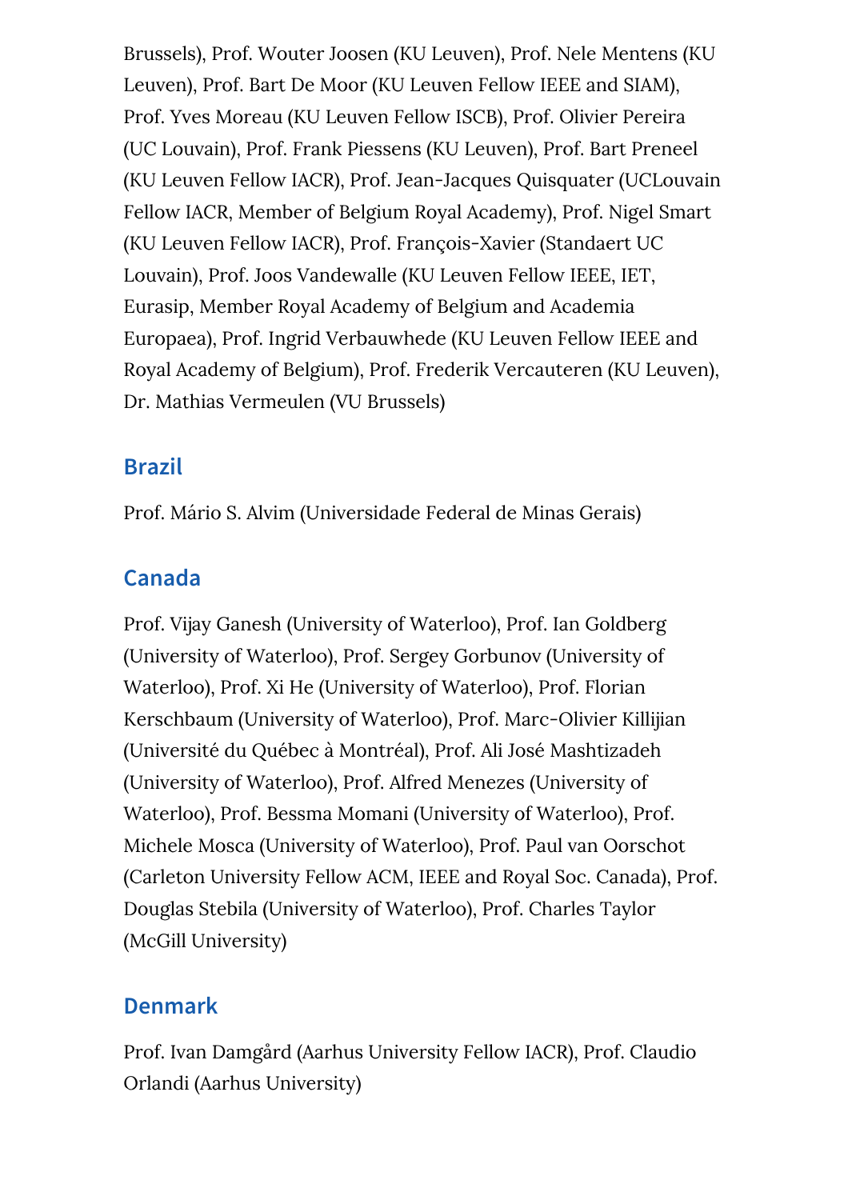Brussels), Prof. Wouter Joosen (KU Leuven), Prof. Nele Mentens (KU Leuven), Prof. Bart De Moor (KU Leuven Fellow IEEE and SIAM), Prof. Yves Moreau (KU Leuven Fellow ISCB), Prof. Olivier Pereira (UC Louvain), Prof. Frank Piessens (KU Leuven), Prof. Bart Preneel (KU Leuven Fellow IACR), Prof. Jean-Jacques Quisquater (UCLouvain Fellow IACR, Member of Belgium Royal Academy), Prof. Nigel Smart (KU Leuven Fellow IACR), Prof. François-Xavier (Standaert UC Louvain), Prof. Joos Vandewalle (KU Leuven Fellow IEEE, IET, Eurasip, Member Royal Academy of Belgium and Academia Europaea), Prof. Ingrid Verbauwhede (KU Leuven Fellow IEEE and Royal Academy of Belgium), Prof. Frederik Vercauteren (KU Leuven), Dr. Mathias Vermeulen (VU Brussels)

## Brazil

Prof. Mário S. Alvim (Universidade Federal de Minas Gerais)

## Canada

Prof. Vijay Ganesh (University of Waterloo), Prof. Ian Goldberg (University of Waterloo), Prof. Sergey Gorbunov (University of Waterloo), Prof. Xi He (University of Waterloo), Prof. Florian Kerschbaum (University of Waterloo), Prof. Marc-Olivier Killijian (Université du Québec à Montréal), Prof. Ali José Mashtizadeh (University of Waterloo), Prof. Alfred Menezes (University of Waterloo), Prof. Bessma Momani (University of Waterloo), Prof. Michele Mosca (University of Waterloo), Prof. Paul van Oorschot (Carleton University Fellow ACM, IEEE and Royal Soc. Canada), Prof. Douglas Stebila (University of Waterloo), Prof. Charles Taylor (McGill University)

## Denmark

Prof. Ivan Damgård (Aarhus University Fellow IACR), Prof. Claudio Orlandi (Aarhus University)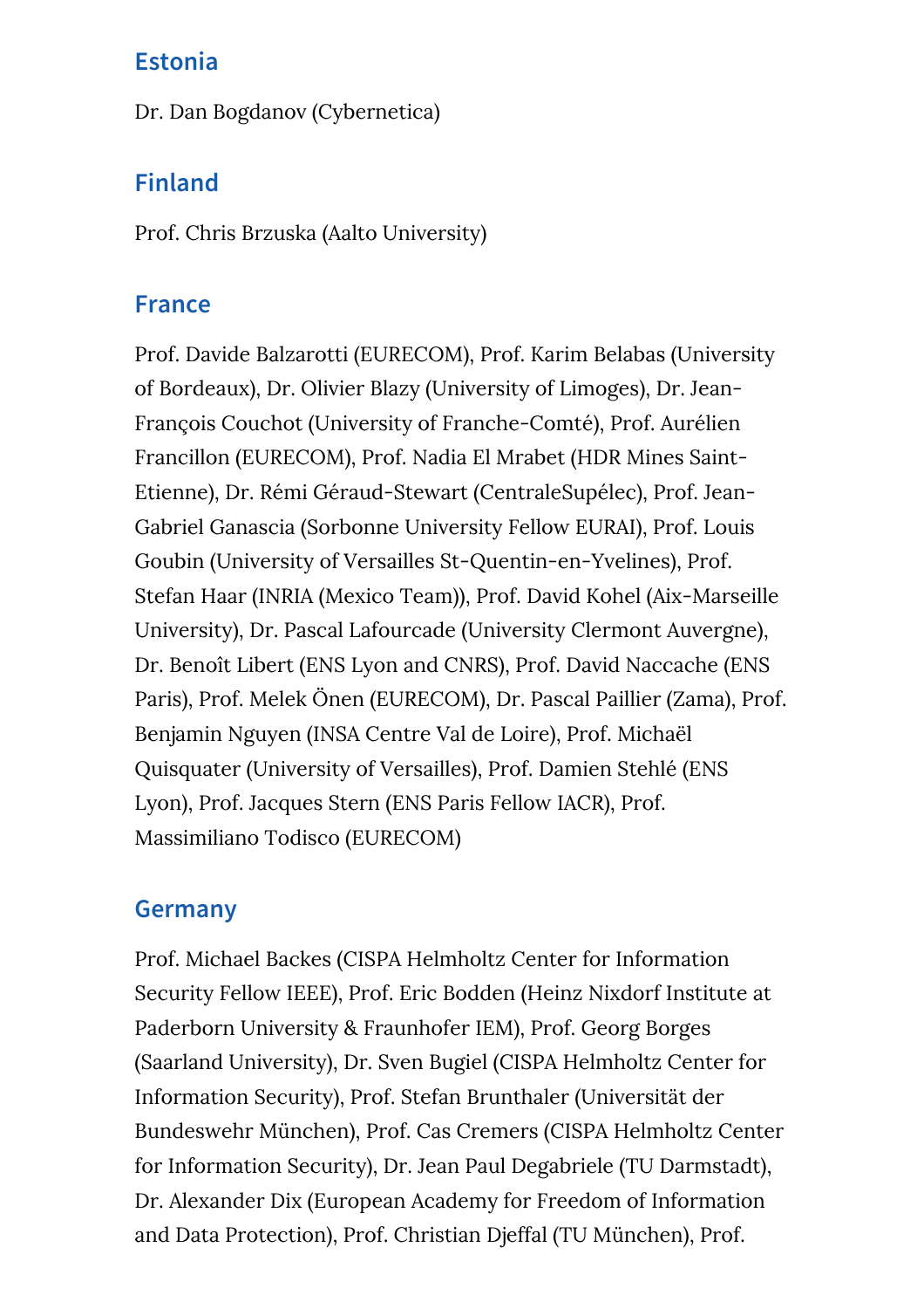## Estonia

Dr. Dan Bogdanov (Cybernetica)

## Finland

Prof. Chris Brzuska (Aalto University)

## France

Prof. Davide Balzarotti (EURECOM), Prof. Karim Belabas (University of Bordeaux), Dr. Olivier Blazy (University of Limoges), Dr. Jean-François Couchot (University of Franche-Comté), Prof. Aurélien Francillon (EURECOM), Prof. Nadia El Mrabet (HDR Mines Saint-Etienne), Dr. Rémi Géraud-Stewart (CentraleSupélec), Prof. Jean-Gabriel Ganascia (Sorbonne University Fellow EURAI), Prof. Louis Goubin (University of Versailles St-Quentin-en-Yvelines), Prof. Stefan Haar (INRIA (Mexico Team)), Prof. David Kohel (Aix-Marseille University), Dr. Pascal Lafourcade (University Clermont Auvergne), Dr. Benoît Libert (ENS Lyon and CNRS), Prof. David Naccache (ENS Paris), Prof. Melek Önen (EURECOM), Dr. Pascal Paillier (Zama), Prof. Benjamin Nguyen (INSA Centre Val de Loire), Prof. Michaël Quisquater (University of Versailles), Prof. Damien Stehlé (ENS Lyon), Prof. Jacques Stern (ENS Paris Fellow IACR), Prof. Massimiliano Todisco (EURECOM)

## Germany

Prof. Michael Backes (CISPA Helmholtz Center for Information Security Fellow IEEE), Prof. Eric Bodden (Heinz Nixdorf Institute at Paderborn University & Fraunhofer IEM), Prof. Georg Borges (Saarland University), Dr. Sven Bugiel (CISPA Helmholtz Center for Information Security), Prof. Stefan Brunthaler (Universität der Bundeswehr München), Prof. Cas Cremers (CISPA Helmholtz Center for Information Security), Dr. Jean Paul Degabriele (TU Darmstadt), Dr. Alexander Dix (European Academy for Freedom of Information and Data Protection), Prof. Christian Djeffal (TU München), Prof.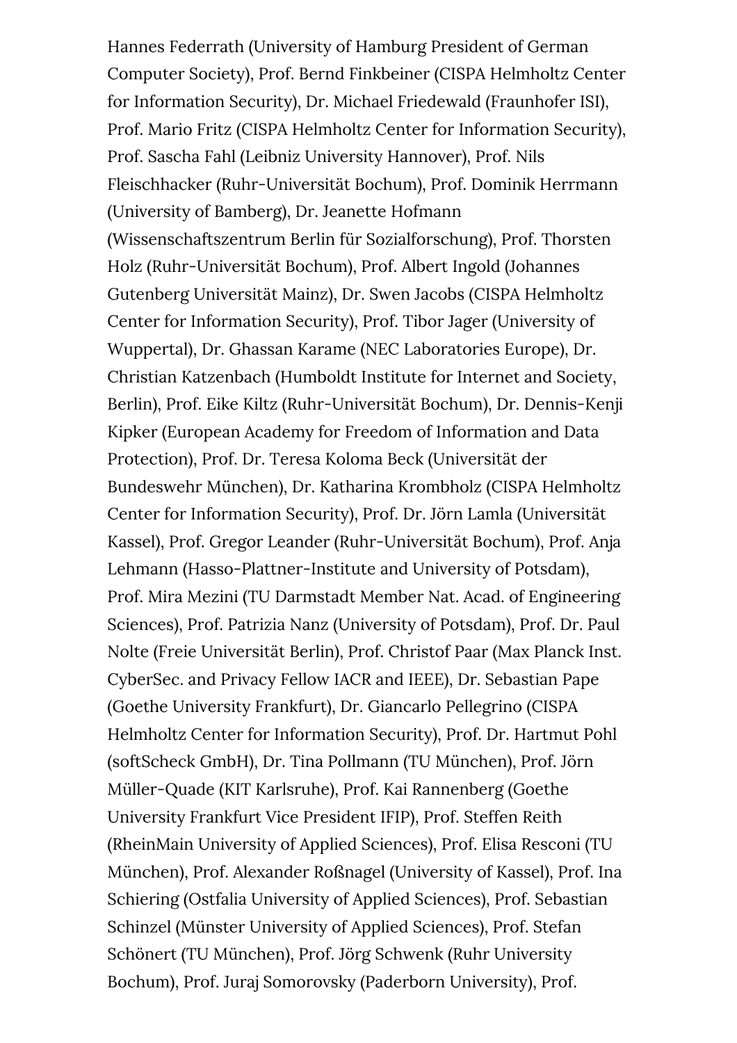Hannes Federrath (University of Hamburg President of German Computer Society), Prof. Bernd Finkbeiner (CISPA Helmholtz Center for Information Security), Dr. Michael Friedewald (Fraunhofer ISI), Prof. Mario Fritz (CISPA Helmholtz Center for Information Security), Prof. Sascha Fahl (Leibniz University Hannover), Prof. Nils Fleischhacker (Ruhr-Universität Bochum), Prof. Dominik Herrmann (University of Bamberg), Dr. Jeanette Hofmann (Wissenschaftszentrum Berlin für Sozialforschung), Prof. Thorsten Holz (Ruhr-Universität Bochum), Prof. Albert Ingold (Johannes Gutenberg Universität Mainz), Dr. Swen Jacobs (CISPA Helmholtz Center for Information Security), Prof. Tibor Jager (University of Wuppertal), Dr. Ghassan Karame (NEC Laboratories Europe), Dr. Christian Katzenbach (Humboldt Institute for Internet and Society, Berlin), Prof. Eike Kiltz (Ruhr-Universität Bochum), Dr. Dennis-Kenji Kipker (European Academy for Freedom of Information and Data Protection), Prof. Dr. Teresa Koloma Beck (Universität der Bundeswehr München), Dr. Katharina Krombholz (CISPA Helmholtz Center for Information Security), Prof. Dr. Jörn Lamla (Universität Kassel), Prof. Gregor Leander (Ruhr-Universität Bochum), Prof. Anja Lehmann (Hasso-Plattner-Institute and University of Potsdam), Prof. Mira Mezini (TU Darmstadt Member Nat. Acad. of Engineering Sciences), Prof. Patrizia Nanz (University of Potsdam), Prof. Dr. Paul Nolte (Freie Universität Berlin), Prof. Christof Paar (Max Planck Inst. CyberSec. and Privacy Fellow IACR and IEEE), Dr. Sebastian Pape (Goethe University Frankfurt), Dr. Giancarlo Pellegrino (CISPA Helmholtz Center for Information Security), Prof. Dr. Hartmut Pohl (softScheck GmbH), Dr. Tina Pollmann (TU München), Prof. Jörn Müller-Quade (KIT Karlsruhe), Prof. Kai Rannenberg (Goethe University Frankfurt Vice President IFIP), Prof. Steffen Reith (RheinMain University of Applied Sciences), Prof. Elisa Resconi (TU München), Prof. Alexander Roßnagel (University of Kassel), Prof. Ina Schiering (Ostfalia University of Applied Sciences), Prof. Sebastian Schinzel (Münster University of Applied Sciences), Prof. Stefan Schönert (TU München), Prof. Jörg Schwenk (Ruhr University Bochum), Prof. Juraj Somorovsky (Paderborn University), Prof.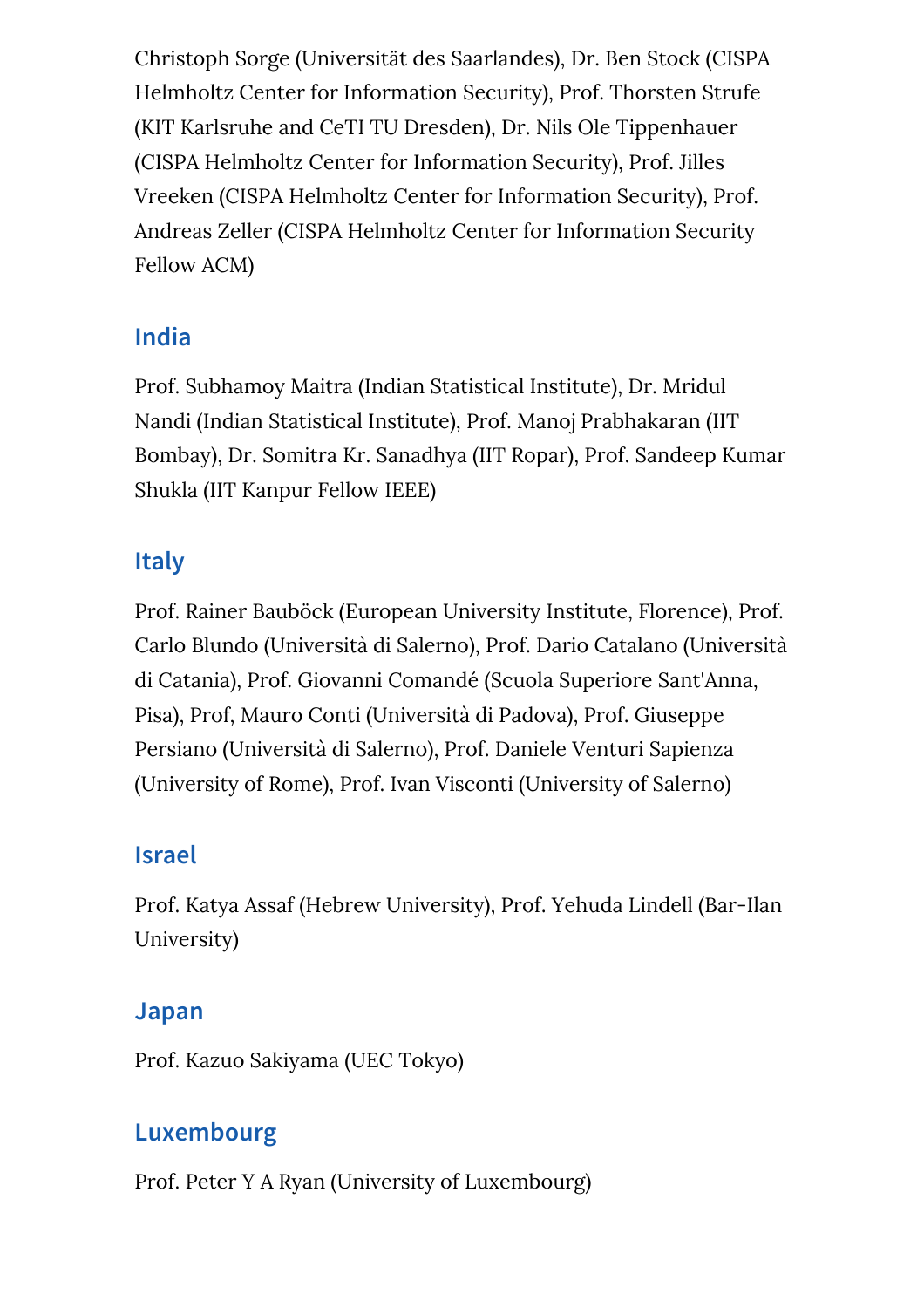Christoph Sorge (Universität des Saarlandes), Dr. Ben Stock (CISPA Helmholtz Center for Information Security), Prof. Thorsten Strufe (KIT Karlsruhe and CeTI TU Dresden), Dr. Nils Ole Tippenhauer (CISPA Helmholtz Center for Information Security), Prof. Jilles Vreeken (CISPA Helmholtz Center for Information Security), Prof. Andreas Zeller (CISPA Helmholtz Center for Information Security Fellow ACM)

## India

Prof. Subhamoy Maitra (Indian Statistical Institute), Dr. Mridul Nandi (Indian Statistical Institute), Prof. Manoj Prabhakaran (IIT Bombay), Dr. Somitra Kr. Sanadhya (IIT Ropar), Prof. Sandeep Kumar Shukla (IIT Kanpur Fellow IEEE)

## Italy

Prof. Rainer Bauböck (European University Institute, Florence), Prof. Carlo Blundo (Università di Salerno), Prof. Dario Catalano (Università di Catania), Prof. Giovanni Comandé (Scuola Superiore Sant'Anna, Pisa), Prof, Mauro Conti (Università di Padova), Prof. Giuseppe Persiano (Università di Salerno), Prof. Daniele Venturi Sapienza (University of Rome), Prof. Ivan Visconti (University of Salerno)

## Israel

Prof. Katya Assaf (Hebrew University), Prof. Yehuda Lindell (Bar-Ilan University)

## Japan

Prof. Kazuo Sakiyama (UEC Tokyo)

## Luxembourg

Prof. Peter Y A Ryan (University of Luxembourg)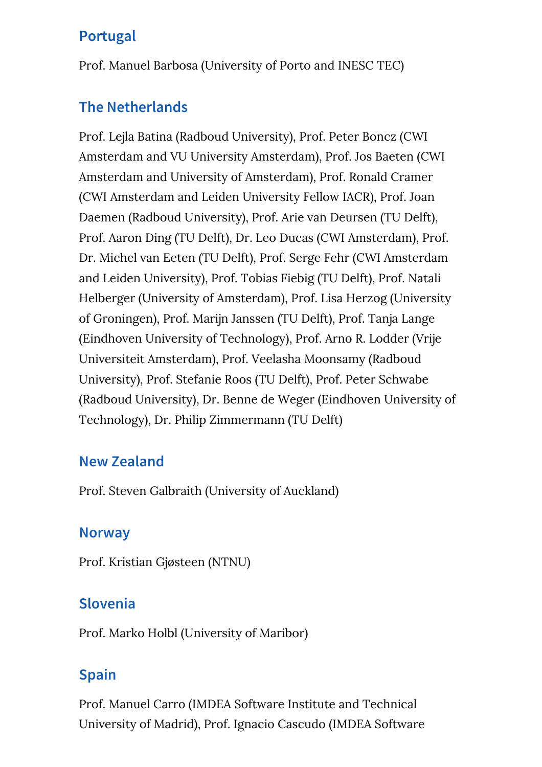## Portugal

Prof. Manuel Barbosa (University of Porto and INESC TEC)

## The Netherlands

Prof. Lejla Batina (Radboud University), Prof. Peter Boncz (CWI Amsterdam and VU University Amsterdam), Prof. Jos Baeten (CWI Amsterdam and University of Amsterdam), Prof. Ronald Cramer (CWI Amsterdam and Leiden University Fellow IACR), Prof. Joan Daemen (Radboud University), Prof. Arie van Deursen (TU Delft), Prof. Aaron Ding (TU Delft), Dr. Leo Ducas (CWI Amsterdam), Prof. Dr. Michel van Eeten (TU Delft), Prof. Serge Fehr (CWI Amsterdam and Leiden University), Prof. Tobias Fiebig (TU Delft), Prof. Natali Helberger (University of Amsterdam), Prof. Lisa Herzog (University of Groningen), Prof. Marijn Janssen (TU Delft), Prof. Tanja Lange (Eindhoven University of Technology), Prof. Arno R. Lodder (Vrije Universiteit Amsterdam), Prof. Veelasha Moonsamy (Radboud University), Prof. Stefanie Roos (TU Delft), Prof. Peter Schwabe (Radboud University), Dr. Benne de Weger (Eindhoven University of Technology), Dr. Philip Zimmermann (TU Delft)

## New Zealand

Prof. Steven Galbraith (University of Auckland)

## Norway

Prof. Kristian Gjøsteen (NTNU)

## Slovenia

Prof. Marko Holbl (University of Maribor)

## Spain

Prof. Manuel Carro (IMDEA Software Institute and Technical University of Madrid), Prof. Ignacio Cascudo (IMDEA Software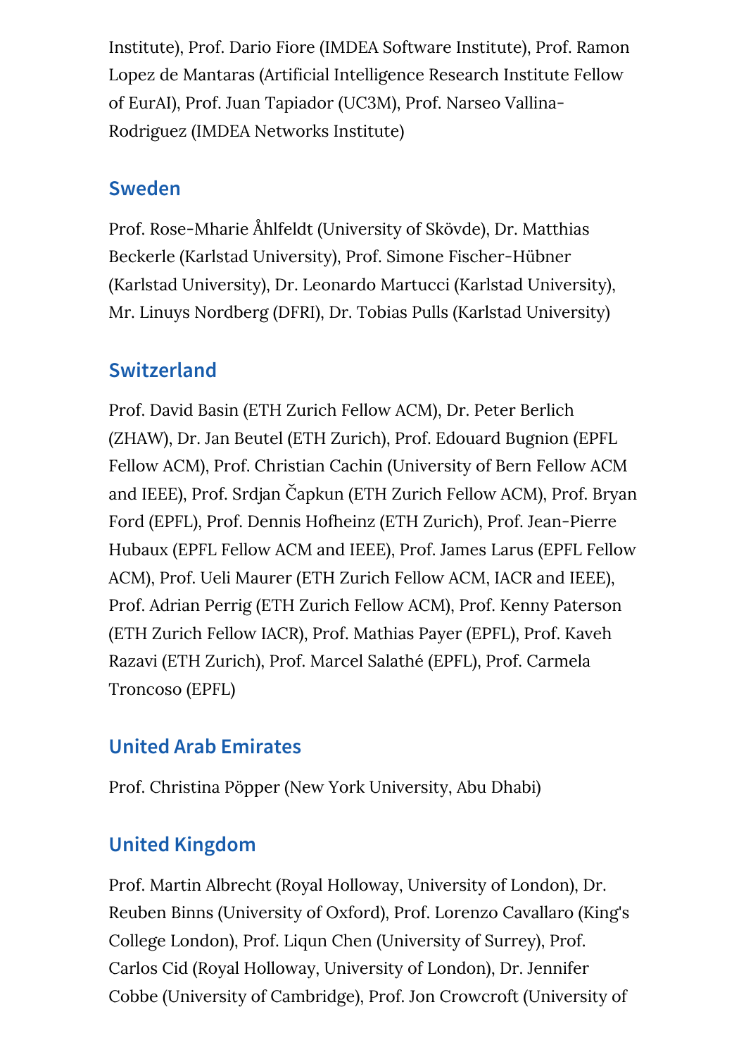Institute), Prof. Dario Fiore (IMDEA Software Institute), Prof. Ramon Lopez de Mantaras (Artificial Intelligence Research Institute Fellow of EurAI), Prof. Juan Tapiador (UC3M), Prof. Narseo Vallina-Rodriguez (IMDEA Networks Institute)

## Sweden

Prof. Rose-Mharie Åhlfeldt (University of Skövde), Dr. Matthias Beckerle (Karlstad University), Prof. Simone Fischer-Hübner (Karlstad University), Dr. Leonardo Martucci (Karlstad University), Mr. Linuys Nordberg (DFRI), Dr. Tobias Pulls (Karlstad University)

## Switzerland

Prof. David Basin (ETH Zurich Fellow ACM), Dr. Peter Berlich (ZHAW), Dr. Jan Beutel (ETH Zurich), Prof. Edouard Bugnion (EPFL Fellow ACM), Prof. Christian Cachin (University of Bern Fellow ACM and IEEE), Prof. Srdjan Čapkun (ETH Zurich Fellow ACM), Prof. Bryan Ford (EPFL), Prof. Dennis Hofheinz (ETH Zurich), Prof. Jean-Pierre Hubaux (EPFL Fellow ACM and IEEE), Prof. James Larus (EPFL Fellow ACM), Prof. Ueli Maurer (ETH Zurich Fellow ACM, IACR and IEEE), Prof. Adrian Perrig (ETH Zurich Fellow ACM), Prof. Kenny Paterson (ETH Zurich Fellow IACR), Prof. Mathias Payer (EPFL), Prof. Kaveh Razavi (ETH Zurich), Prof. Marcel Salathé (EPFL), Prof. Carmela Troncoso (EPFL)

## United Arab Emirates

Prof. Christina Pöpper (New York University, Abu Dhabi)

## United Kingdom

Prof. Martin Albrecht (Royal Holloway, University of London), Dr. Reuben Binns (University of Oxford), Prof. Lorenzo Cavallaro (King's College London), Prof. Liqun Chen (University of Surrey), Prof. Carlos Cid (Royal Holloway, University of London), Dr. Jennifer Cobbe (University of Cambridge), Prof. Jon Crowcroft (University of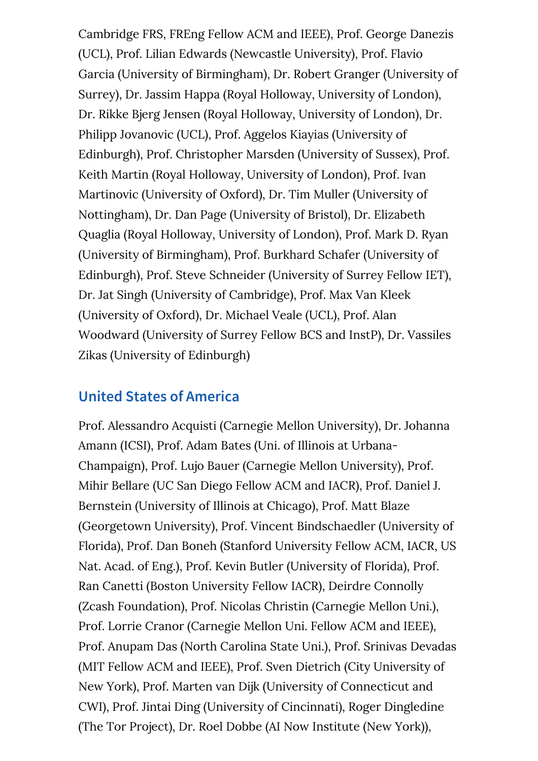Cambridge FRS, FREng Fellow ACM and IEEE), Prof. George Danezis (UCL), Prof. Lilian Edwards (Newcastle University), Prof. Flavio Garcia (University of Birmingham), Dr. Robert Granger (University of Surrey), Dr. Jassim Happa (Royal Holloway, University of London), Dr. Rikke Bjerg Jensen (Royal Holloway, University of London), Dr. Philipp Jovanovic (UCL), Prof. Aggelos Kiayias (University of Edinburgh), Prof. Christopher Marsden (University of Sussex), Prof. Keith Martin (Royal Holloway, University of London), Prof. Ivan Martinovic (University of Oxford), Dr. Tim Muller (University of Nottingham), Dr. Dan Page (University of Bristol), Dr. Elizabeth Quaglia (Royal Holloway, University of London), Prof. Mark D. Ryan (University of Birmingham), Prof. Burkhard Schafer (University of Edinburgh), Prof. Steve Schneider (University of Surrey Fellow IET), Dr. Jat Singh (University of Cambridge), Prof. Max Van Kleek (University of Oxford), Dr. Michael Veale (UCL), Prof. Alan Woodward (University of Surrey Fellow BCS and InstP), Dr. Vassiles Zikas (University of Edinburgh)

## United States of America

Prof. Alessandro Acquisti (Carnegie Mellon University), Dr. Johanna Amann (ICSI), Prof. Adam Bates (Uni. of Illinois at Urbana-Champaign), Prof. Lujo Bauer (Carnegie Mellon University), Prof. Mihir Bellare (UC San Diego Fellow ACM and IACR), Prof. Daniel J. Bernstein (University of Illinois at Chicago), Prof. Matt Blaze (Georgetown University), Prof. Vincent Bindschaedler (University of Florida), Prof. Dan Boneh (Stanford University Fellow ACM, IACR, US Nat. Acad. of Eng.), Prof. Kevin Butler (University of Florida), Prof. Ran Canetti (Boston University Fellow IACR), Deirdre Connolly (Zcash Foundation), Prof. Nicolas Christin (Carnegie Mellon Uni.), Prof. Lorrie Cranor (Carnegie Mellon Uni. Fellow ACM and IEEE), Prof. Anupam Das (North Carolina State Uni.), Prof. Srinivas Devadas (MIT Fellow ACM and IEEE), Prof. Sven Dietrich (City University of New York), Prof. Marten van Dijk (University of Connecticut and CWI), Prof. Jintai Ding (University of Cincinnati), Roger Dingledine (The Tor Project), Dr. Roel Dobbe (AI Now Institute (New York)),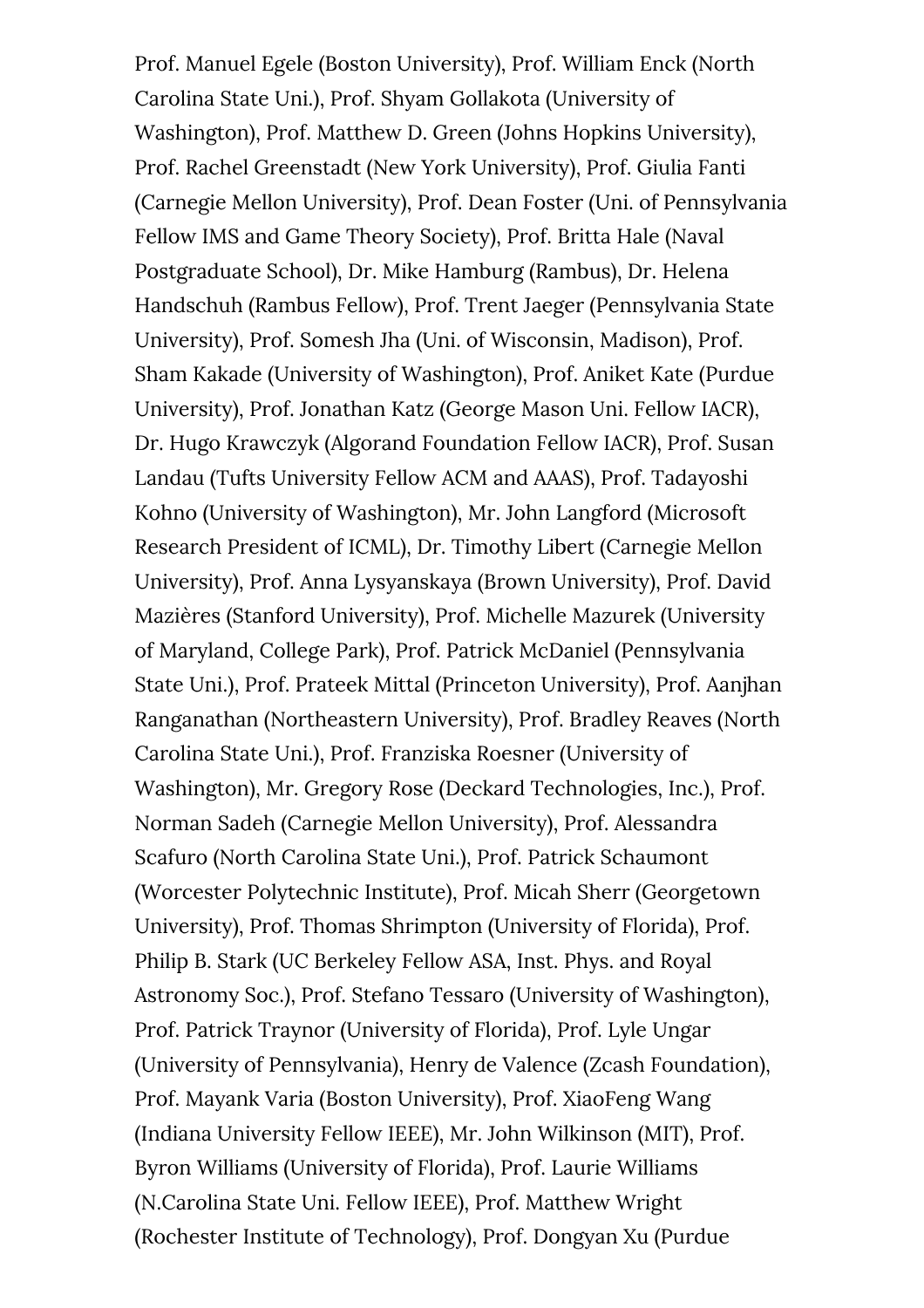Prof. Manuel Egele (Boston University), Prof. William Enck (North Carolina State Uni.), Prof. Shyam Gollakota (University of Washington), Prof. Matthew D. Green (Johns Hopkins University), Prof. Rachel Greenstadt (New York University), Prof. Giulia Fanti (Carnegie Mellon University), Prof. Dean Foster (Uni. of Pennsylvania Fellow IMS and Game Theory Society), Prof. Britta Hale (Naval Postgraduate School), Dr. Mike Hamburg (Rambus), Dr. Helena Handschuh (Rambus Fellow), Prof. Trent Jaeger (Pennsylvania State University), Prof. Somesh Jha (Uni. of Wisconsin, Madison), Prof. Sham Kakade (University of Washington), Prof. Aniket Kate (Purdue University), Prof. Jonathan Katz (George Mason Uni. Fellow IACR), Dr. Hugo Krawczyk (Algorand Foundation Fellow IACR), Prof. Susan Landau (Tufts University Fellow ACM and AAAS), Prof. Tadayoshi Kohno (University of Washington), Mr. John Langford (Microsoft Research President of ICML), Dr. Timothy Libert (Carnegie Mellon University), Prof. Anna Lysyanskaya (Brown University), Prof. David Mazières (Stanford University), Prof. Michelle Mazurek (University of Maryland, College Park), Prof. Patrick McDaniel (Pennsylvania State Uni.), Prof. Prateek Mittal (Princeton University), Prof. Aanjhan Ranganathan (Northeastern University), Prof. Bradley Reaves (North Carolina State Uni.), Prof. Franziska Roesner (University of Washington), Mr. Gregory Rose (Deckard Technologies, Inc.), Prof. Norman Sadeh (Carnegie Mellon University), Prof. Alessandra Scafuro (North Carolina State Uni.), Prof. Patrick Schaumont (Worcester Polytechnic Institute), Prof. Micah Sherr (Georgetown University), Prof. Thomas Shrimpton (University of Florida), Prof. Philip B. Stark (UC Berkeley Fellow ASA, Inst. Phys. and Royal Astronomy Soc.), Prof. Stefano Tessaro (University of Washington), Prof. Patrick Traynor (University of Florida), Prof. Lyle Ungar (University of Pennsylvania), Henry de Valence (Zcash Foundation), Prof. Mayank Varia (Boston University), Prof. XiaoFeng Wang (Indiana University Fellow IEEE), Mr. John Wilkinson (MIT), Prof. Byron Williams (University of Florida), Prof. Laurie Williams (N.Carolina State Uni. Fellow IEEE), Prof. Matthew Wright (Rochester Institute of Technology), Prof. Dongyan Xu (Purdue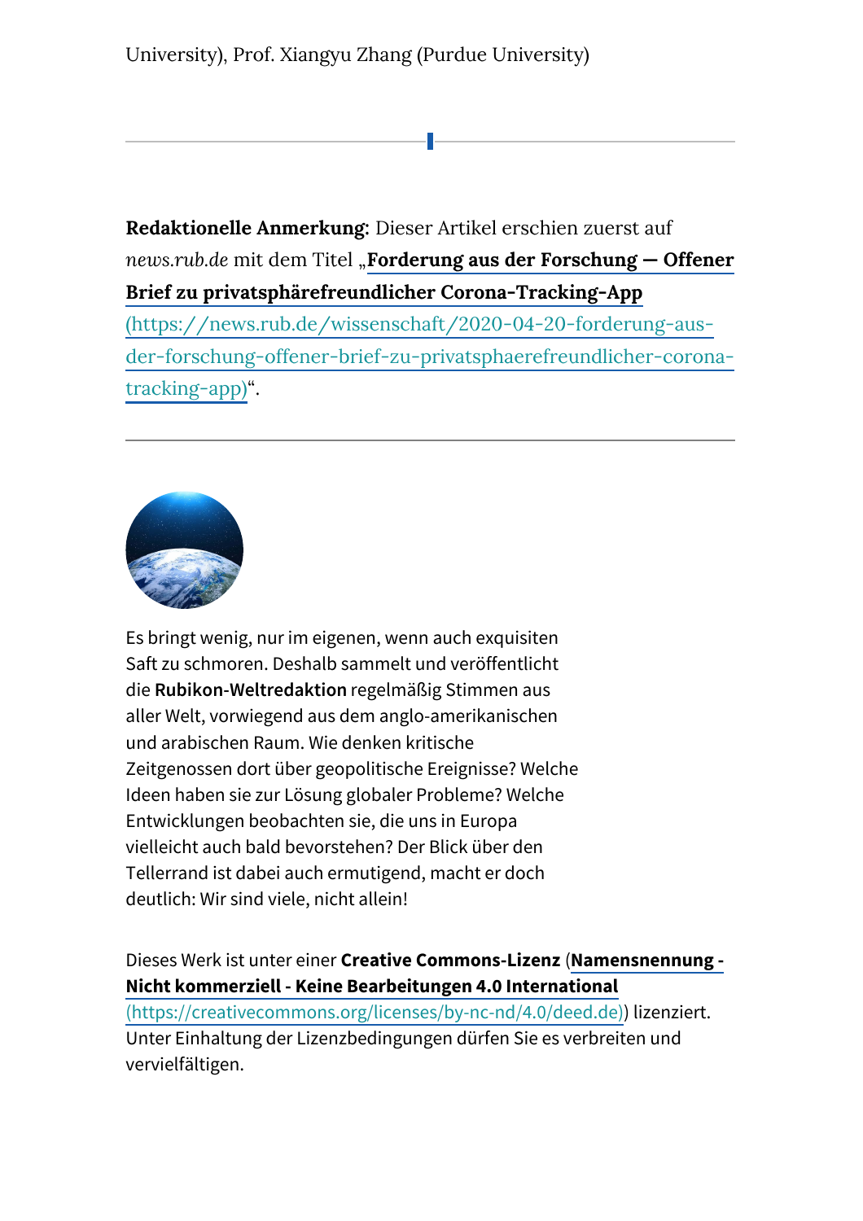University), Prof. Xiangyu Zhang (Purdue University)

---

**Redaktionelle Anmerkung:** Dieser Artikel erschien zuerst auf *news.rub.de* mit dem Titel „**Forderung aus der Forschung — Offener Brief zu privatsphärefreundlicher Corona-Tracking-App** (https://news.rub.de/wissenschaft/2020-04-20-forderung-aus-der-forschung-offener-brief-zu-privatsphaerefreundlicher-corona-tracking-app)".

---

Es bringt wenig, nur im eigenen, wenn auch exquisiten Saft zu schmoren. Deshalb sammelt und veröffentlicht die **Rubikon-Weltredaktion** regelmäßig Stimmen aus aller Welt, vorwiegend aus dem anglo-amerikanischen und arabischen Raum. Wie denken kritische Zeitgenossen dort über geopolitische Ereignisse? Welche Ideen haben sie zur Lösung globaler Probleme? Welche Entwicklungen beobachten sie, die uns in Europa vielleicht auch bald bevorstehen? Der Blick über den Tellerrand ist dabei auch ermutigend, macht er doch deutlich: Wir sind viele, nicht allein!

Dieses Werk ist unter einer **Creative Commons-Lizenz** (**Namensnennung - Nicht kommerziell - Keine Bearbeitungen 4.0 International** (https://creativecommons.org/licenses/by-nc-nd/4.0/deed.de)) lizenziert. Unter Einhaltung der Lizenzbedingungen dürfen Sie es verbreiten und vervielfältigen.